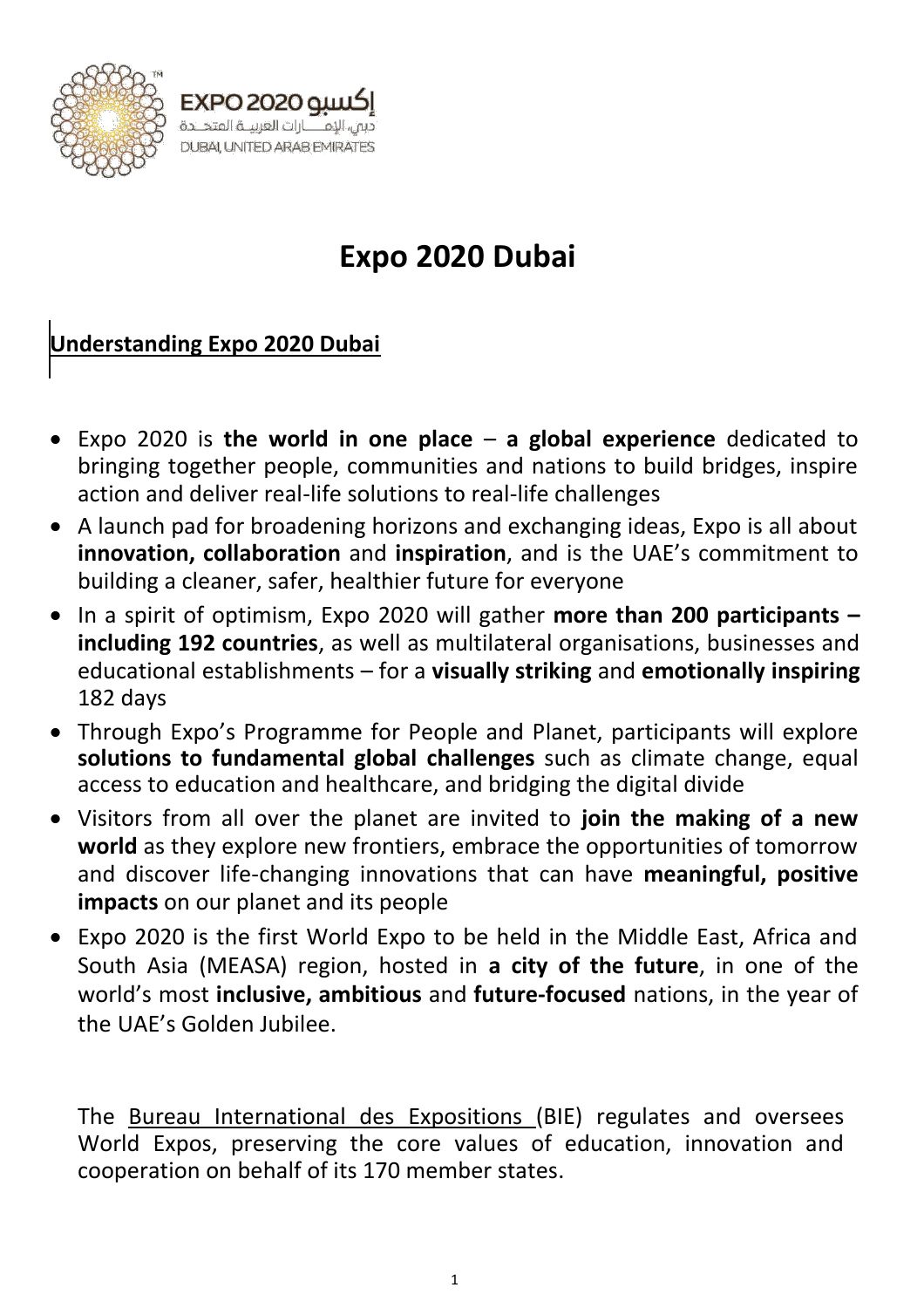EXPO 2020 إكسبو
دبي، الإمـــارات العربيــة المتحــدة
DUBAI, UNITED ARAB EMIRATES

# Expo 2020 Dubai

## Understanding Expo 2020 Dubai

- Expo 2020 is **the world in one place** – **a global experience** dedicated to bringing together people, communities and nations to build bridges, inspire action and deliver real-life solutions to real-life challenges
- A launch pad for broadening horizons and exchanging ideas, Expo is all about **innovation, collaboration** and **inspiration**, and is the UAE's commitment to building a cleaner, safer, healthier future for everyone
- In a spirit of optimism, Expo 2020 will gather **more than 200 participants – including 192 countries**, as well as multilateral organisations, businesses and educational establishments – for a **visually striking** and **emotionally inspiring** 182 days
- Through Expo's Programme for People and Planet, participants will explore **solutions to fundamental global challenges** such as climate change, equal access to education and healthcare, and bridging the digital divide
- Visitors from all over the planet are invited to **join the making of a new world** as they explore new frontiers, embrace the opportunities of tomorrow and discover life-changing innovations that can have **meaningful, positive impacts** on our planet and its people
- Expo 2020 is the first World Expo to be held in the Middle East, Africa and South Asia (MEASA) region, hosted in **a city of the future**, in one of the world's most **inclusive, ambitious** and **future-focused** nations, in the year of the UAE's Golden Jubilee.

The Bureau International des Expositions (BIE) regulates and oversees World Expos, preserving the core values of education, innovation and cooperation on behalf of its 170 member states.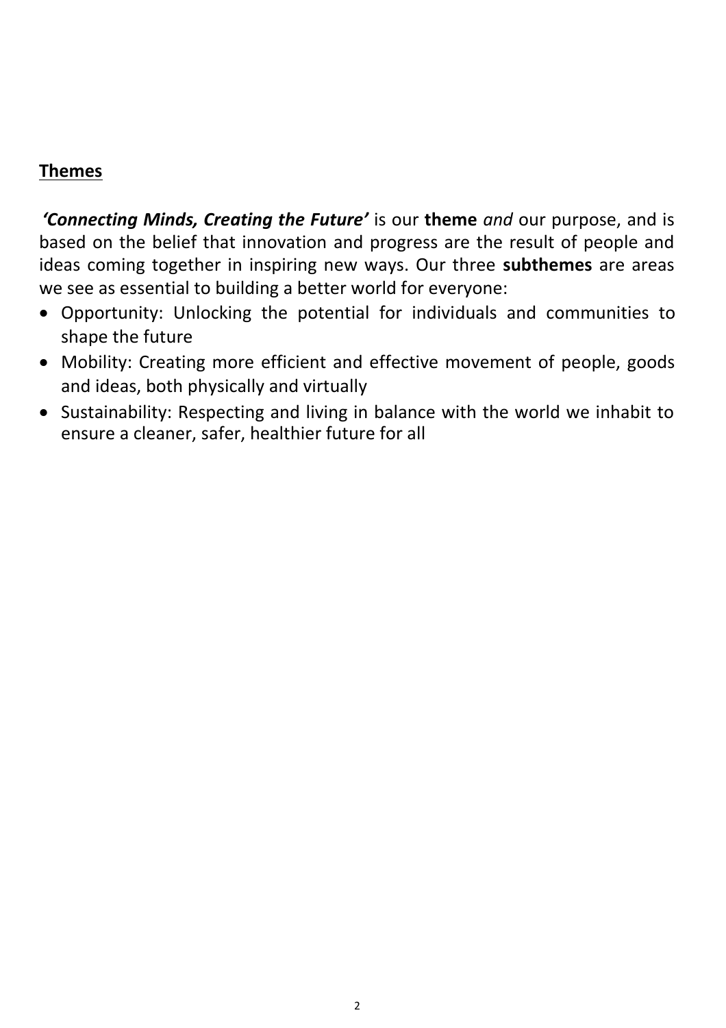## Themes

***'Connecting Minds, Creating the Future'*** is our **theme** *and* our purpose, and is based on the belief that innovation and progress are the result of people and ideas coming together in inspiring new ways. Our three **subthemes** are areas we see as essential to building a better world for everyone:

- Opportunity: Unlocking the potential for individuals and communities to shape the future
- Mobility: Creating more efficient and effective movement of people, goods and ideas, both physically and virtually
- Sustainability: Respecting and living in balance with the world we inhabit to ensure a cleaner, safer, healthier future for all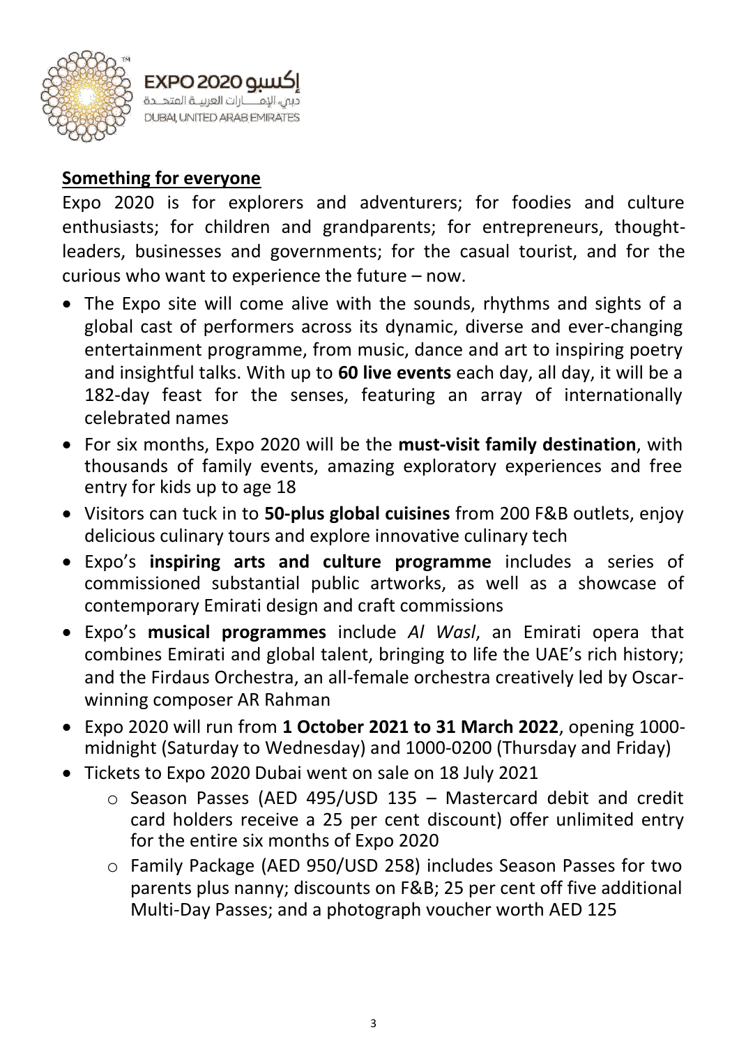## Something for everyone

Expo 2020 is for explorers and adventurers; for foodies and culture enthusiasts; for children and grandparents; for entrepreneurs, thought-leaders, businesses and governments; for the casual tourist, and for the curious who want to experience the future – now.

- The Expo site will come alive with the sounds, rhythms and sights of a global cast of performers across its dynamic, diverse and ever-changing entertainment programme, from music, dance and art to inspiring poetry and insightful talks. With up to **60 live events** each day, all day, it will be a 182-day feast for the senses, featuring an array of internationally celebrated names
- For six months, Expo 2020 will be the **must-visit family destination**, with thousands of family events, amazing exploratory experiences and free entry for kids up to age 18
- Visitors can tuck in to **50-plus global cuisines** from 200 F&B outlets, enjoy delicious culinary tours and explore innovative culinary tech
- Expo's **inspiring arts and culture programme** includes a series of commissioned substantial public artworks, as well as a showcase of contemporary Emirati design and craft commissions
- Expo's **musical programmes** include *Al Wasl*, an Emirati opera that combines Emirati and global talent, bringing to life the UAE's rich history; and the Firdaus Orchestra, an all-female orchestra creatively led by Oscar-winning composer AR Rahman
- Expo 2020 will run from **1 October 2021 to 31 March 2022**, opening 1000-midnight (Saturday to Wednesday) and 1000-0200 (Thursday and Friday)
- Tickets to Expo 2020 Dubai went on sale on 18 July 2021
  - Season Passes (AED 495/USD 135 – Mastercard debit and credit card holders receive a 25 per cent discount) offer unlimited entry for the entire six months of Expo 2020
  - Family Package (AED 950/USD 258) includes Season Passes for two parents plus nanny; discounts on F&B; 25 per cent off five additional Multi-Day Passes; and a photograph voucher worth AED 125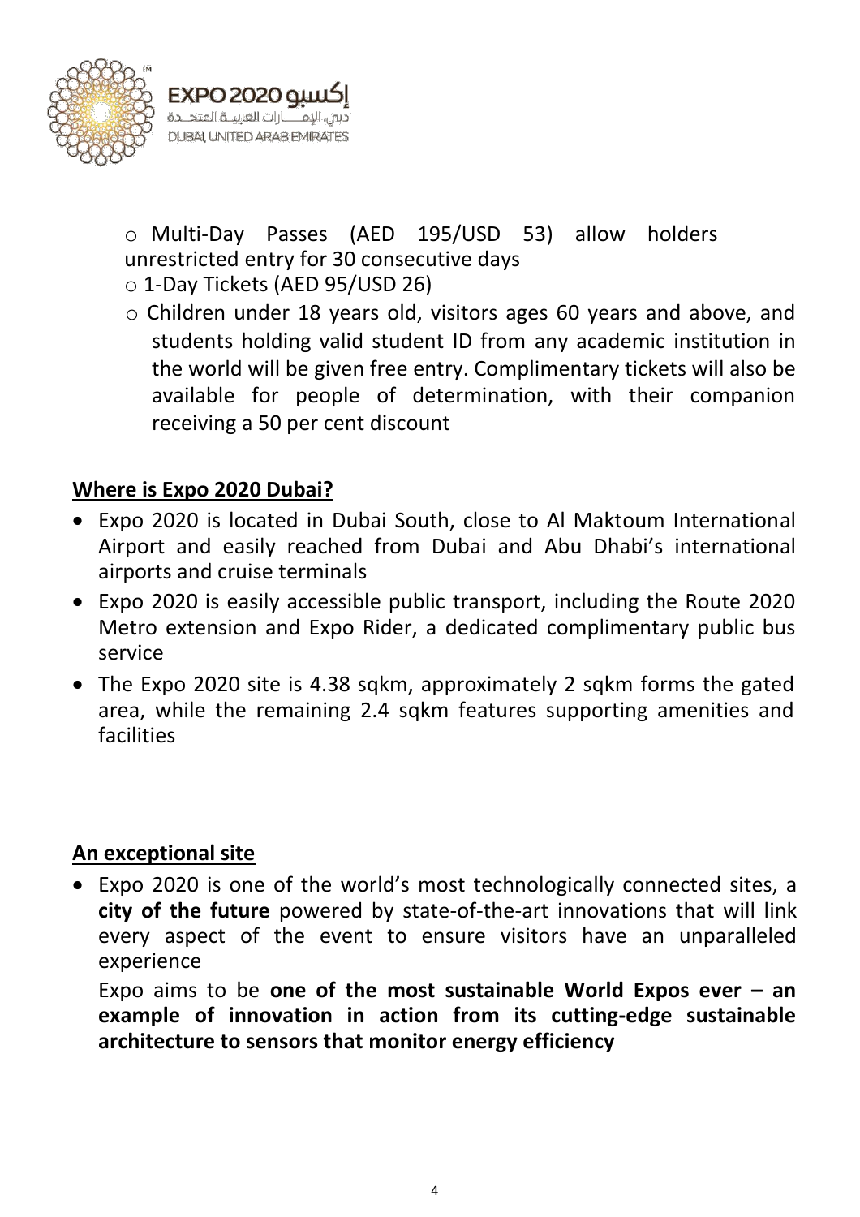- Multi-Day Passes (AED 195/USD 53) allow holders unrestricted entry for 30 consecutive days
- 1-Day Tickets (AED 95/USD 26)
- Children under 18 years old, visitors ages 60 years and above, and students holding valid student ID from any academic institution in the world will be given free entry. Complimentary tickets will also be available for people of determination, with their companion receiving a 50 per cent discount

## Where is Expo 2020 Dubai?

- Expo 2020 is located in Dubai South, close to Al Maktoum International Airport and easily reached from Dubai and Abu Dhabi's international airports and cruise terminals
- Expo 2020 is easily accessible public transport, including the Route 2020 Metro extension and Expo Rider, a dedicated complimentary public bus service
- The Expo 2020 site is 4.38 sqkm, approximately 2 sqkm forms the gated area, while the remaining 2.4 sqkm features supporting amenities and facilities

## An exceptional site

- Expo 2020 is one of the world's most technologically connected sites, a **city of the future** powered by state-of-the-art innovations that will link every aspect of the event to ensure visitors have an unparalleled experience

  Expo aims to be **one of the most sustainable World Expos ever – an example of innovation in action from its cutting-edge sustainable architecture to sensors that monitor energy efficiency**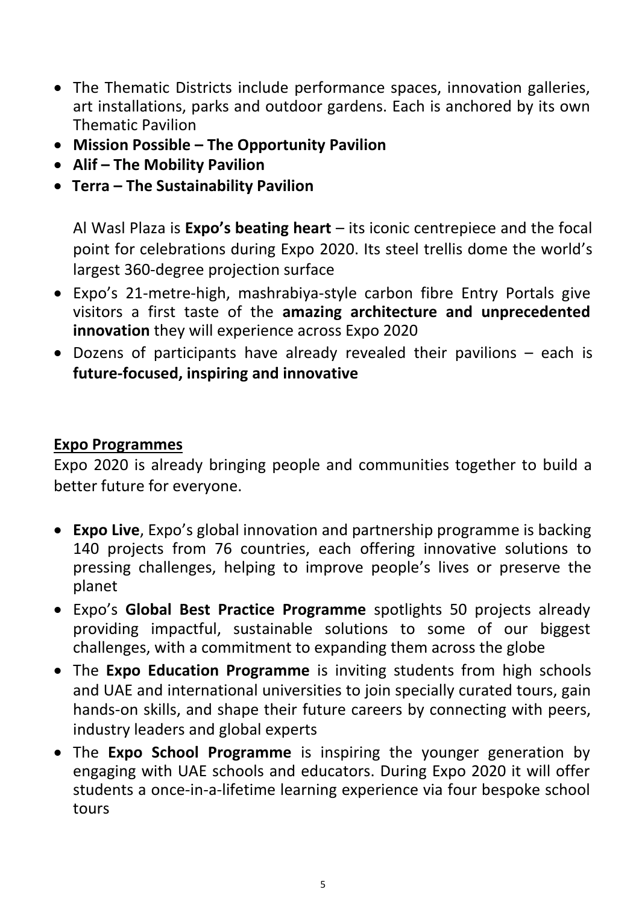- The Thematic Districts include performance spaces, innovation galleries, art installations, parks and outdoor gardens. Each is anchored by its own Thematic Pavilion
- **Mission Possible – The Opportunity Pavilion**
- **Alif – The Mobility Pavilion**
- **Terra – The Sustainability Pavilion**

  Al Wasl Plaza is **Expo's beating heart** – its iconic centrepiece and the focal point for celebrations during Expo 2020. Its steel trellis dome the world's largest 360-degree projection surface

- Expo's 21-metre-high, mashrabiya-style carbon fibre Entry Portals give visitors a first taste of the **amazing architecture and unprecedented innovation** they will experience across Expo 2020
- Dozens of participants have already revealed their pavilions – each is **future-focused, inspiring and innovative**

## Expo Programmes

Expo 2020 is already bringing people and communities together to build a better future for everyone.

- **Expo Live**, Expo's global innovation and partnership programme is backing 140 projects from 76 countries, each offering innovative solutions to pressing challenges, helping to improve people's lives or preserve the planet
- Expo's **Global Best Practice Programme** spotlights 50 projects already providing impactful, sustainable solutions to some of our biggest challenges, with a commitment to expanding them across the globe
- The **Expo Education Programme** is inviting students from high schools and UAE and international universities to join specially curated tours, gain hands-on skills, and shape their future careers by connecting with peers, industry leaders and global experts
- The **Expo School Programme** is inspiring the younger generation by engaging with UAE schools and educators. During Expo 2020 it will offer students a once-in-a-lifetime learning experience via four bespoke school tours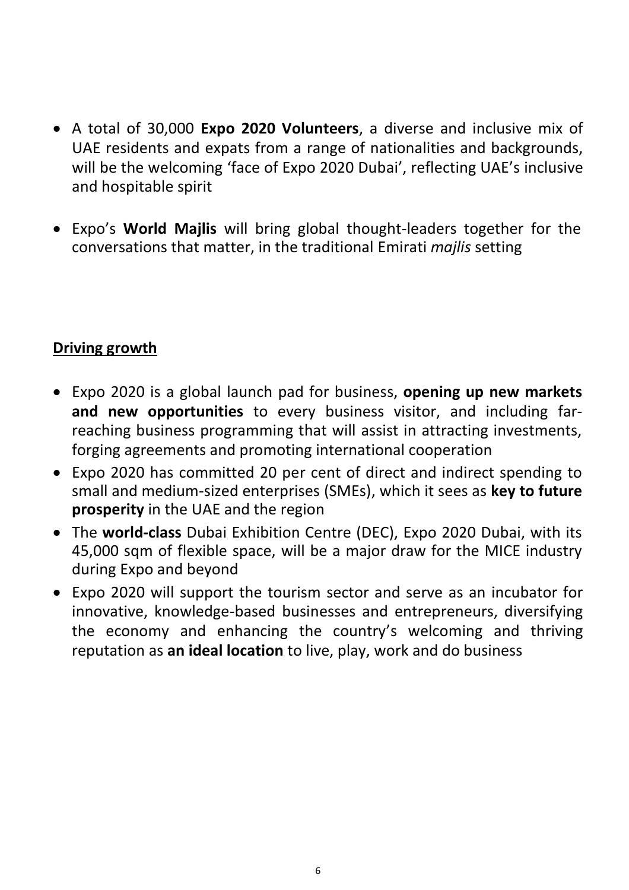- A total of 30,000 **Expo 2020 Volunteers**, a diverse and inclusive mix of UAE residents and expats from a range of nationalities and backgrounds, will be the welcoming 'face of Expo 2020 Dubai', reflecting UAE's inclusive and hospitable spirit

- Expo's **World Majlis** will bring global thought-leaders together for the conversations that matter, in the traditional Emirati *majlis* setting

## Driving growth

- Expo 2020 is a global launch pad for business, **opening up new markets and new opportunities** to every business visitor, and including far-reaching business programming that will assist in attracting investments, forging agreements and promoting international cooperation
- Expo 2020 has committed 20 per cent of direct and indirect spending to small and medium-sized enterprises (SMEs), which it sees as **key to future prosperity** in the UAE and the region
- The **world-class** Dubai Exhibition Centre (DEC), Expo 2020 Dubai, with its 45,000 sqm of flexible space, will be a major draw for the MICE industry during Expo and beyond
- Expo 2020 will support the tourism sector and serve as an incubator for innovative, knowledge-based businesses and entrepreneurs, diversifying the economy and enhancing the country's welcoming and thriving reputation as **an ideal location** to live, play, work and do business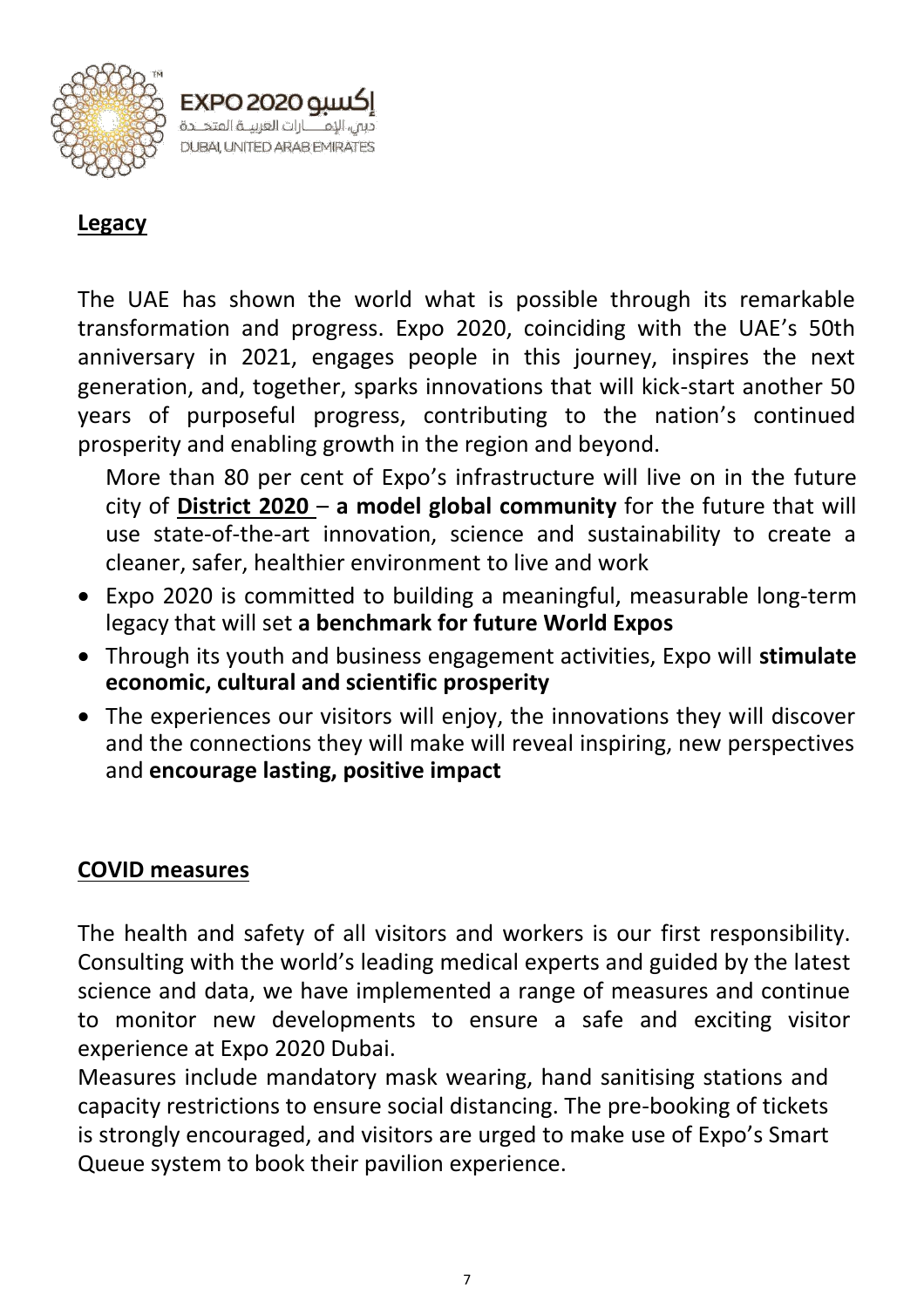## Legacy

The UAE has shown the world what is possible through its remarkable transformation and progress. Expo 2020, coinciding with the UAE's 50th anniversary in 2021, engages people in this journey, inspires the next generation, and, together, sparks innovations that will kick-start another 50 years of purposeful progress, contributing to the nation's continued prosperity and enabling growth in the region and beyond.

More than 80 per cent of Expo's infrastructure will live on in the future city of **District 2020** – **a model global community** for the future that will use state-of-the-art innovation, science and sustainability to create a cleaner, safer, healthier environment to live and work

- Expo 2020 is committed to building a meaningful, measurable long-term legacy that will set **a benchmark for future World Expos**
- Through its youth and business engagement activities, Expo will **stimulate economic, cultural and scientific prosperity**
- The experiences our visitors will enjoy, the innovations they will discover and the connections they will make will reveal inspiring, new perspectives and **encourage lasting, positive impact**

## COVID measures

The health and safety of all visitors and workers is our first responsibility. Consulting with the world's leading medical experts and guided by the latest science and data, we have implemented a range of measures and continue to monitor new developments to ensure a safe and exciting visitor experience at Expo 2020 Dubai.

Measures include mandatory mask wearing, hand sanitising stations and capacity restrictions to ensure social distancing. The pre-booking of tickets is strongly encouraged, and visitors are urged to make use of Expo's Smart Queue system to book their pavilion experience.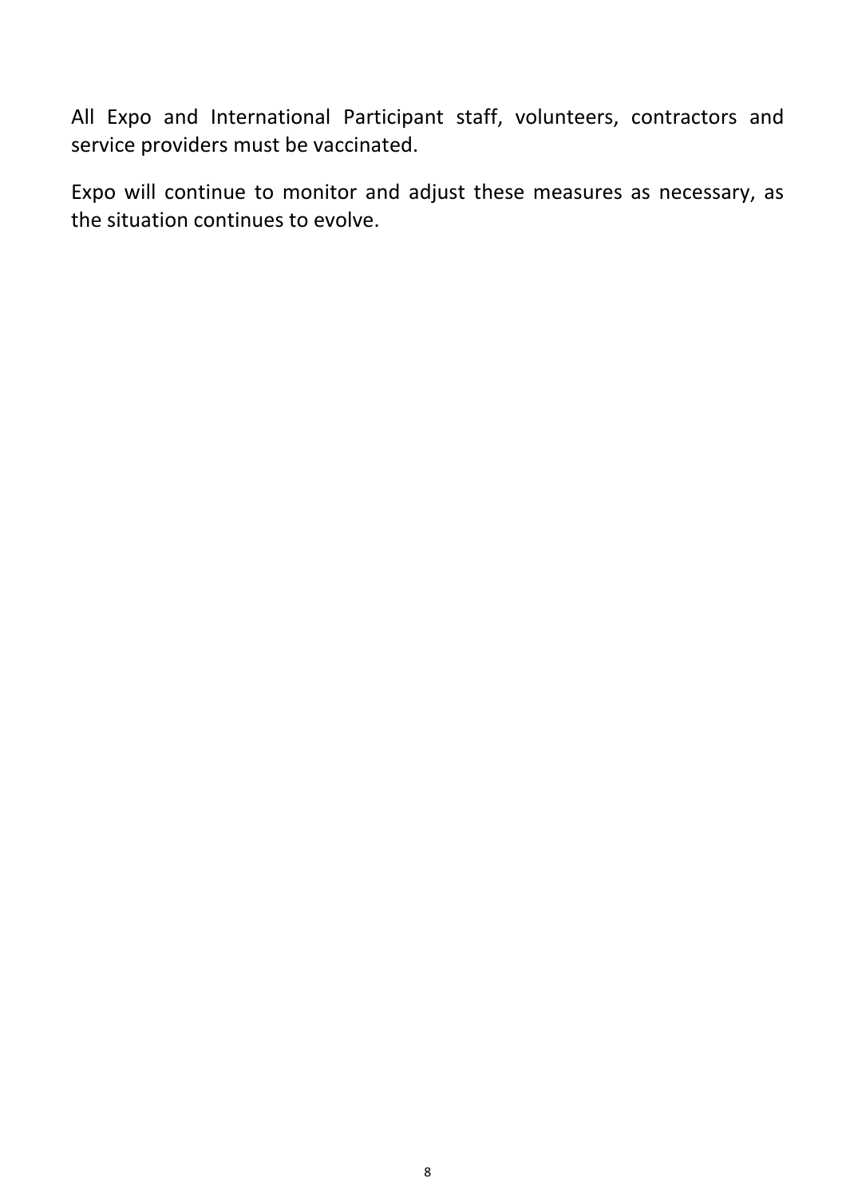All Expo and International Participant staff, volunteers, contractors and service providers must be vaccinated.

Expo will continue to monitor and adjust these measures as necessary, as the situation continues to evolve.